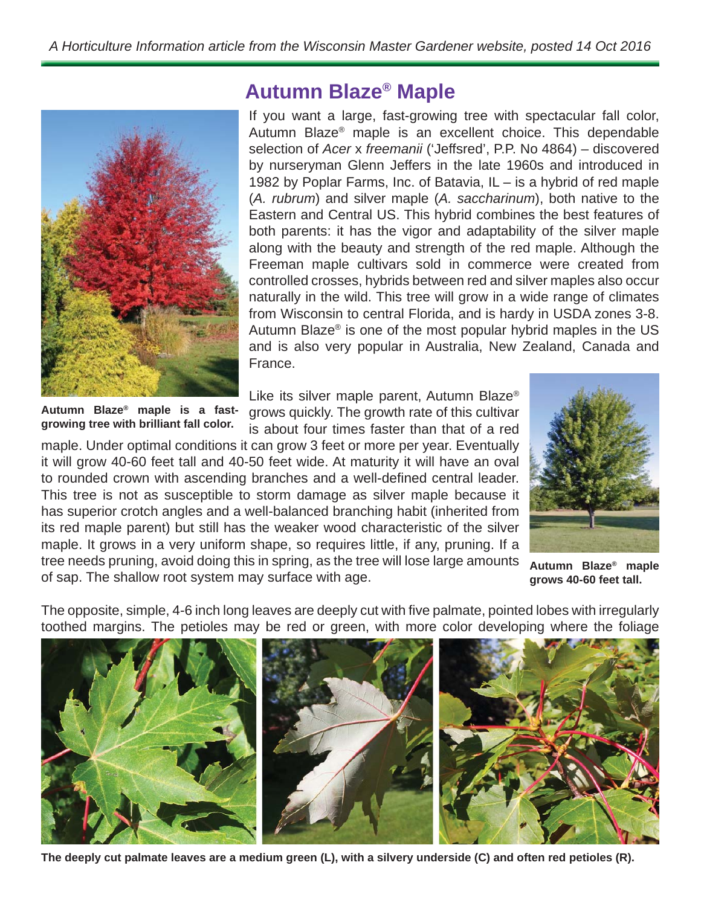*A Horticulture Information article from the Wisconsin Master Gardener website, posted 14 Oct 2016*

# Autumn Blaze® Maple

If you want a large, fast-growing tree with spectacular fall color, Autumn Blaze® maple is an excellent choice. This dependable selection of *Acer* x *freemanii* ('Jeffsred', P.P. No 4864) – discovered by nurseryman Glenn Jeffers in the late 1960s and introduced in 1982 by Poplar Farms, Inc. of Batavia, IL – is a hybrid of red maple (*A. rubrum*) and silver maple (*A. saccharinum*), both native to the Eastern and Central US. This hybrid combines the best features of both parents: it has the vigor and adaptability of the silver maple along with the beauty and strength of the red maple. Although the Freeman maple cultivars sold in commerce were created from controlled crosses, hybrids between red and silver maples also occur naturally in the wild. This tree will grow in a wide range of climates from Wisconsin to central Florida, and is hardy in USDA zones 3-8. Autumn Blaze® is one of the most popular hybrid maples in the US and is also very popular in Australia, New Zealand, Canada and France.

**Autumn Blaze® maple is a fast-growing tree with brilliant fall color.**

Like its silver maple parent, Autumn Blaze® grows quickly. The growth rate of this cultivar is about four times faster than that of a red maple. Under optimal conditions it can grow 3 feet or more per year. Eventually it will grow 40-60 feet tall and 40-50 feet wide. At maturity it will have an oval to rounded crown with ascending branches and a well-defined central leader. This tree is not as susceptible to storm damage as silver maple because it has superior crotch angles and a well-balanced branching habit (inherited from its red maple parent) but still has the weaker wood characteristic of the silver maple. It grows in a very uniform shape, so requires little, if any, pruning. If a tree needs pruning, avoid doing this in spring, as the tree will lose large amounts of sap. The shallow root system may surface with age.

**Autumn Blaze® maple grows 40-60 feet tall.**

The opposite, simple, 4-6 inch long leaves are deeply cut with five palmate, pointed lobes with irregularly toothed margins. The petioles may be red or green, with more color developing where the foliage

**The deeply cut palmate leaves are a medium green (L), with a silvery underside (C) and often red petioles (R).**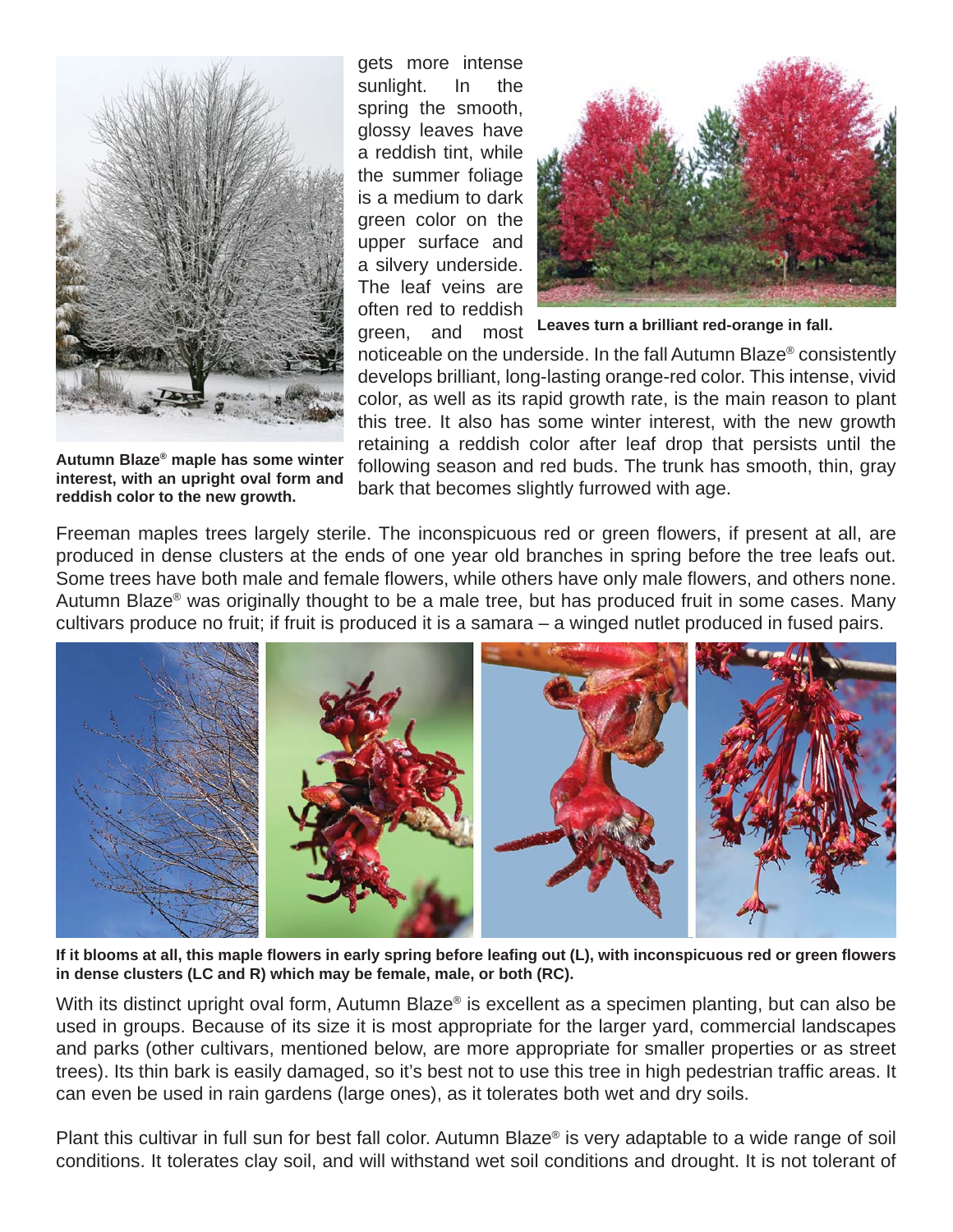Autumn Blaze® maple has some winter interest, with an upright oval form and reddish color to the new growth.

gets more intense sunlight. In the spring the smooth, glossy leaves have a reddish tint, while the summer foliage is a medium to dark green color on the upper surface and a silvery underside. The leaf veins are often red to reddish green, and most noticeable on the underside. In the fall Autumn Blaze® consistently develops brilliant, long-lasting orange-red color. This intense, vivid color, as well as its rapid growth rate, is the main reason to plant this tree. It also has some winter interest, with the new growth retaining a reddish color after leaf drop that persists until the following season and red buds. The trunk has smooth, thin, gray bark that becomes slightly furrowed with age.

Leaves turn a brilliant red-orange in fall.

Freeman maples trees largely sterile. The inconspicuous red or green flowers, if present at all, are produced in dense clusters at the ends of one year old branches in spring before the tree leafs out. Some trees have both male and female flowers, while others have only male flowers, and others none. Autumn Blaze® was originally thought to be a male tree, but has produced fruit in some cases. Many cultivars produce no fruit; if fruit is produced it is a samara – a winged nutlet produced in fused pairs.

**If it blooms at all, this maple flowers in early spring before leafing out (L), with inconspicuous red or green flowers in dense clusters (LC and R) which may be female, male, or both (RC).**

With its distinct upright oval form, Autumn Blaze® is excellent as a specimen planting, but can also be used in groups. Because of its size it is most appropriate for the larger yard, commercial landscapes and parks (other cultivars, mentioned below, are more appropriate for smaller properties or as street trees). Its thin bark is easily damaged, so it's best not to use this tree in high pedestrian traffic areas. It can even be used in rain gardens (large ones), as it tolerates both wet and dry soils.

Plant this cultivar in full sun for best fall color. Autumn Blaze® is very adaptable to a wide range of soil conditions. It tolerates clay soil, and will withstand wet soil conditions and drought. It is not tolerant of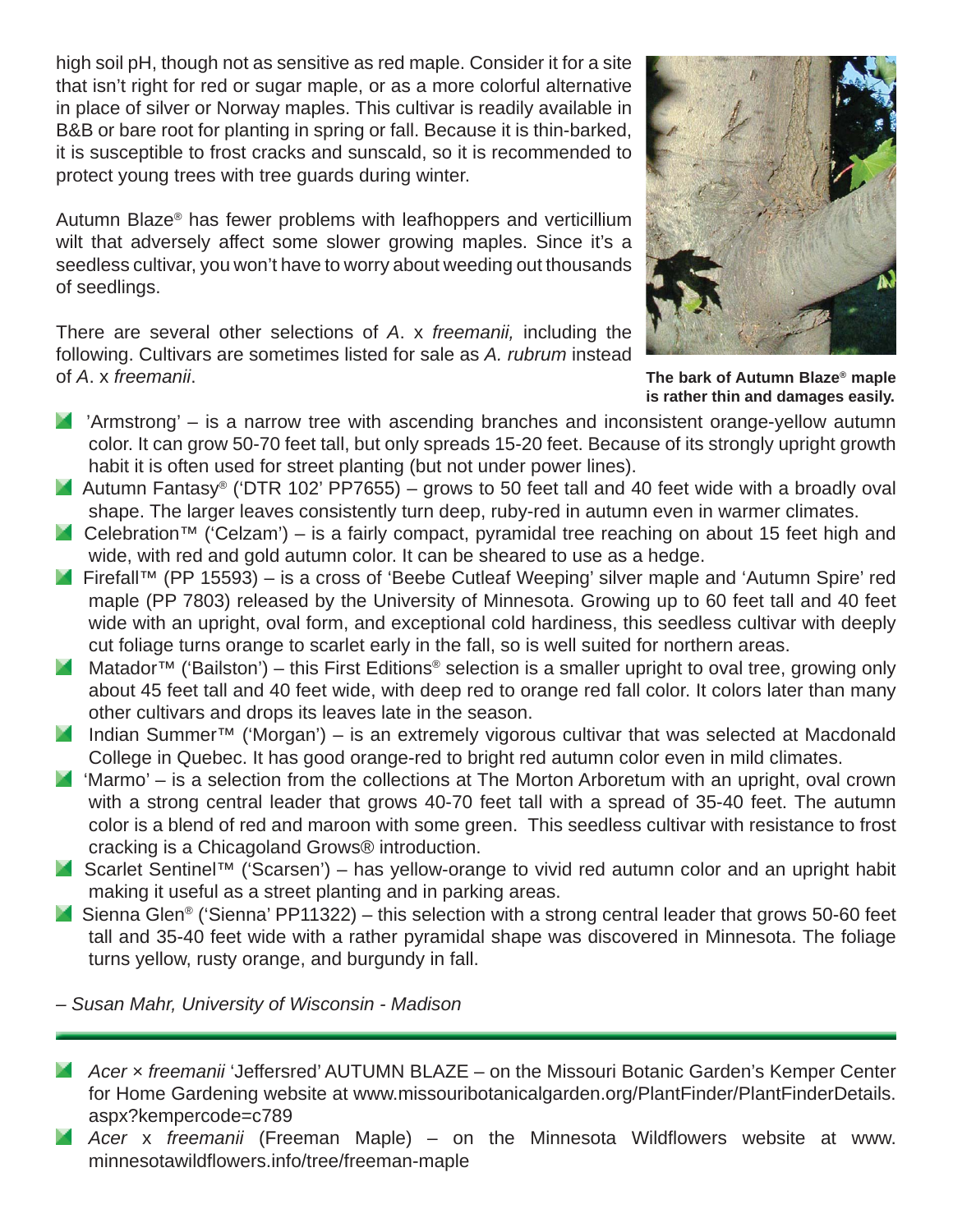high soil pH, though not as sensitive as red maple. Consider it for a site that isn't right for red or sugar maple, or as a more colorful alternative in place of silver or Norway maples. This cultivar is readily available in B&B or bare root for planting in spring or fall. Because it is thin-barked, it is susceptible to frost cracks and sunscald, so it is recommended to protect young trees with tree guards during winter.

Autumn Blaze® has fewer problems with leafhoppers and verticillium wilt that adversely affect some slower growing maples. Since it's a seedless cultivar, you won't have to worry about weeding out thousands of seedlings.

There are several other selections of *A*. x *freemanii,* including the following. Cultivars are sometimes listed for sale as *A. rubrum* instead of *A*. x *freemanii*.

**The bark of Autumn Blaze® maple is rather thin and damages easily.**

- 'Armstrong' – is a narrow tree with ascending branches and inconsistent orange-yellow autumn color. It can grow 50-70 feet tall, but only spreads 15-20 feet. Because of its strongly upright growth habit it is often used for street planting (but not under power lines).
- Autumn Fantasy® ('DTR 102' PP7655) – grows to 50 feet tall and 40 feet wide with a broadly oval shape. The larger leaves consistently turn deep, ruby-red in autumn even in warmer climates.
- Celebration™ ('Celzam') – is a fairly compact, pyramidal tree reaching on about 15 feet high and wide, with red and gold autumn color. It can be sheared to use as a hedge.
- Firefall™ (PP 15593) – is a cross of 'Beebe Cutleaf Weeping' silver maple and 'Autumn Spire' red maple (PP 7803) released by the University of Minnesota. Growing up to 60 feet tall and 40 feet wide with an upright, oval form, and exceptional cold hardiness, this seedless cultivar with deeply cut foliage turns orange to scarlet early in the fall, so is well suited for northern areas.
- Matador™ ('Bailston') – this First Editions® selection is a smaller upright to oval tree, growing only about 45 feet tall and 40 feet wide, with deep red to orange red fall color. It colors later than many other cultivars and drops its leaves late in the season.
- Indian Summer™ ('Morgan') – is an extremely vigorous cultivar that was selected at Macdonald College in Quebec. It has good orange-red to bright red autumn color even in mild climates.
- 'Marmo' – is a selection from the collections at The Morton Arboretum with an upright, oval crown with a strong central leader that grows 40-70 feet tall with a spread of 35-40 feet. The autumn color is a blend of red and maroon with some green. This seedless cultivar with resistance to frost cracking is a Chicagoland Grows® introduction.
- Scarlet Sentinel™ ('Scarsen') – has yellow-orange to vivid red autumn color and an upright habit making it useful as a street planting and in parking areas.
- Sienna Glen® ('Sienna' PP11322) – this selection with a strong central leader that grows 50-60 feet tall and 35-40 feet wide with a rather pyramidal shape was discovered in Minnesota. The foliage turns yellow, rusty orange, and burgundy in fall.

*– Susan Mahr, University of Wisconsin - Madison*

---

- *Acer* × *freemanii* 'Jeffersred' AUTUMN BLAZE – on the Missouri Botanic Garden's Kemper Center for Home Gardening website at www.missouribotanicalgarden.org/PlantFinder/PlantFinderDetails.aspx?kempercode=c789
- *Acer* x *freemanii* (Freeman Maple) – on the Minnesota Wildflowers website at www.minnesotawildflowers.info/tree/freeman-maple